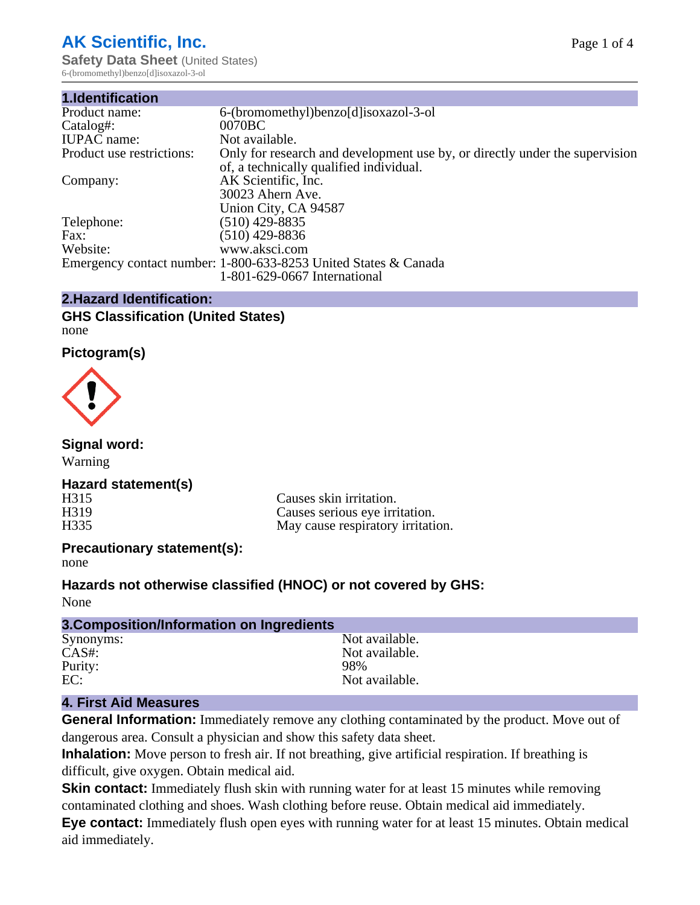# AK Scientific, Inc.

**Safety Data Sheet** (United States)

6-(bromomethyl)benzo[d]isoxazol-3-ol

## 1.Identification

| | |
|---|---|
| Product name: | 6-(bromomethyl)benzo[d]isoxazol-3-ol |
| Catalog#: | 0070BC |
| IUPAC name: | Not available. |
| Product use restrictions: | Only for research and development use by, or directly under the supervision of, a technically qualified individual. |
| Company: | AK Scientific, Inc.<br>30023 Ahern Ave.<br>Union City, CA 94587 |
| Telephone: | (510) 429-8835 |
| Fax: | (510) 429-8836 |
| Website: | www.aksci.com |
| Emergency contact number: | 1-800-633-8253 United States & Canada<br>1-801-629-0667 International |

## 2.Hazard Identification:

### GHS Classification (United States)

none

### Pictogram(s)

### Signal word:

Warning

### Hazard statement(s)

| | |
|---|---|
| H315 | Causes skin irritation. |
| H319 | Causes serious eye irritation. |
| H335 | May cause respiratory irritation. |

### Precautionary statement(s):

none

### Hazards not otherwise classified (HNOC) or not covered by GHS:

None

## 3.Composition/Information on Ingredients

| | |
|---|---|
| Synonyms: | Not available. |
| CAS#: | Not available. |
| Purity: | 98% |
| EC: | Not available. |

## 4. First Aid Measures

**General Information:** Immediately remove any clothing contaminated by the product. Move out of dangerous area. Consult a physician and show this safety data sheet.

**Inhalation:** Move person to fresh air. If not breathing, give artificial respiration. If breathing is difficult, give oxygen. Obtain medical aid.

**Skin contact:** Immediately flush skin with running water for at least 15 minutes while removing contaminated clothing and shoes. Wash clothing before reuse. Obtain medical aid immediately.

**Eye contact:** Immediately flush open eyes with running water for at least 15 minutes. Obtain medical aid immediately.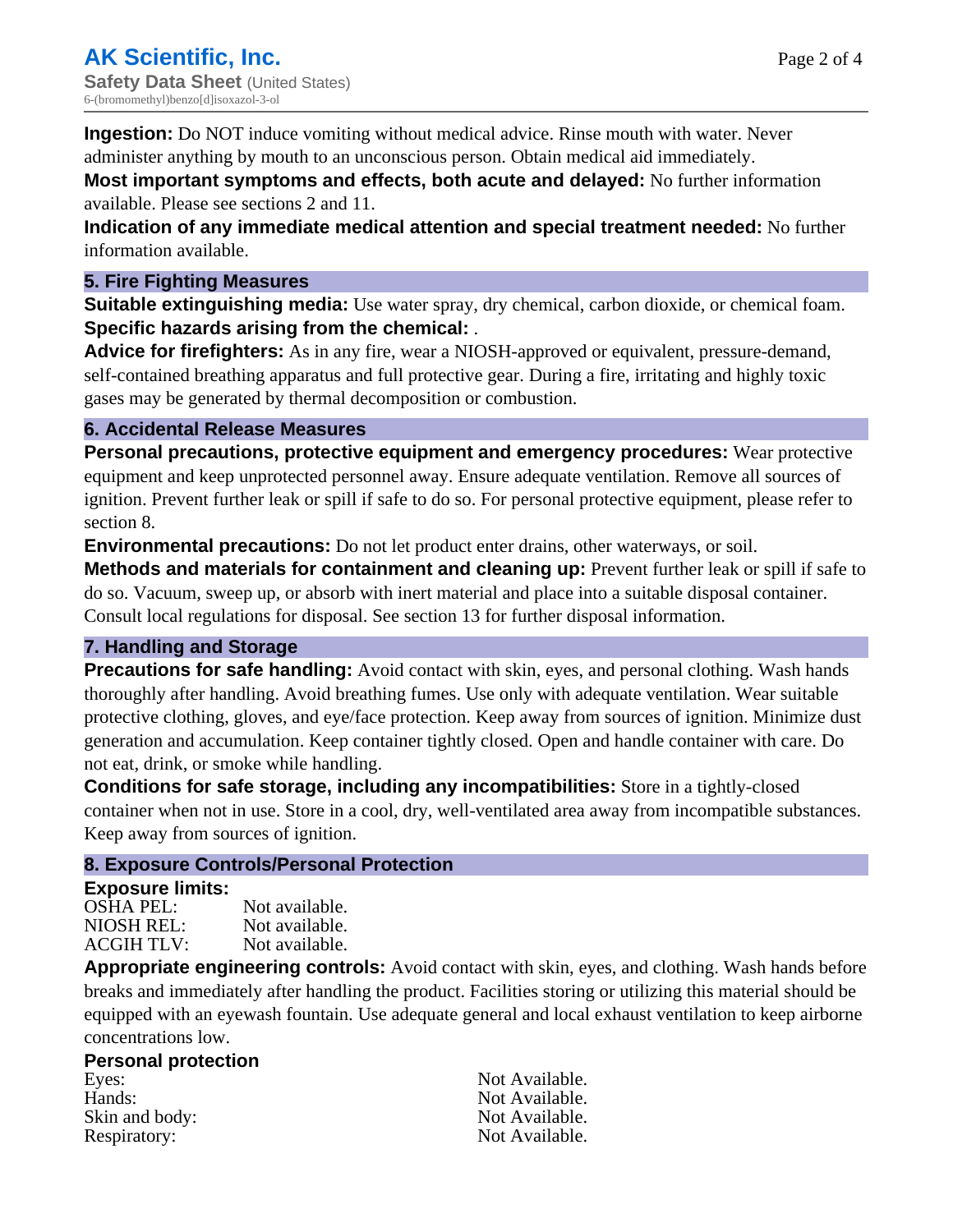**Ingestion:** Do NOT induce vomiting without medical advice. Rinse mouth with water. Never administer anything by mouth to an unconscious person. Obtain medical aid immediately.

**Most important symptoms and effects, both acute and delayed:** No further information available. Please see sections 2 and 11.

**Indication of any immediate medical attention and special treatment needed:** No further information available.

## 5. Fire Fighting Measures

**Suitable extinguishing media:** Use water spray, dry chemical, carbon dioxide, or chemical foam.

**Specific hazards arising from the chemical:** .

**Advice for firefighters:** As in any fire, wear a NIOSH-approved or equivalent, pressure-demand, self-contained breathing apparatus and full protective gear. During a fire, irritating and highly toxic gases may be generated by thermal decomposition or combustion.

## 6. Accidental Release Measures

**Personal precautions, protective equipment and emergency procedures:** Wear protective equipment and keep unprotected personnel away. Ensure adequate ventilation. Remove all sources of ignition. Prevent further leak or spill if safe to do so. For personal protective equipment, please refer to section 8.

**Environmental precautions:** Do not let product enter drains, other waterways, or soil.

**Methods and materials for containment and cleaning up:** Prevent further leak or spill if safe to do so. Vacuum, sweep up, or absorb with inert material and place into a suitable disposal container. Consult local regulations for disposal. See section 13 for further disposal information.

## 7. Handling and Storage

**Precautions for safe handling:** Avoid contact with skin, eyes, and personal clothing. Wash hands thoroughly after handling. Avoid breathing fumes. Use only with adequate ventilation. Wear suitable protective clothing, gloves, and eye/face protection. Keep away from sources of ignition. Minimize dust generation and accumulation. Keep container tightly closed. Open and handle container with care. Do not eat, drink, or smoke while handling.

**Conditions for safe storage, including any incompatibilities:** Store in a tightly-closed container when not in use. Store in a cool, dry, well-ventilated area away from incompatible substances. Keep away from sources of ignition.

## 8. Exposure Controls/Personal Protection

**Exposure limits:**

| | |
|---|---|
| OSHA PEL: | Not available. |
| NIOSH REL: | Not available. |
| ACGIH TLV: | Not available. |

**Appropriate engineering controls:** Avoid contact with skin, eyes, and clothing. Wash hands before breaks and immediately after handling the product. Facilities storing or utilizing this material should be equipped with an eyewash fountain. Use adequate general and local exhaust ventilation to keep airborne concentrations low.

**Personal protection**

| | |
|---|---|
| Eyes: | Not Available. |
| Hands: | Not Available. |
| Skin and body: | Not Available. |
| Respiratory: | Not Available. |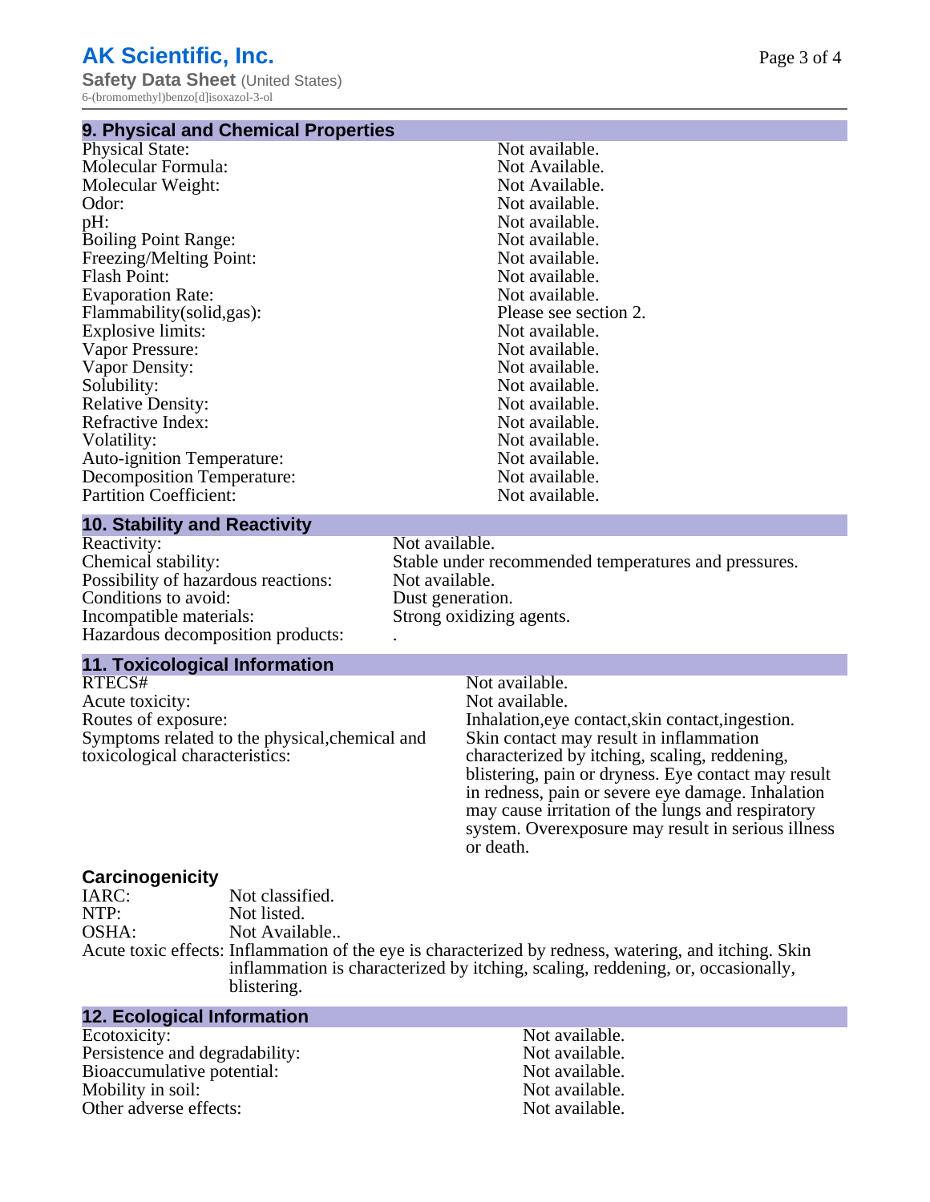## 9. Physical and Chemical Properties

| | |
|---|---|
| Physical State: | Not available. |
| Molecular Formula: | Not Available. |
| Molecular Weight: | Not Available. |
| Odor: | Not available. |
| pH: | Not available. |
| Boiling Point Range: | Not available. |
| Freezing/Melting Point: | Not available. |
| Flash Point: | Not available. |
| Evaporation Rate: | Not available. |
| Flammability(solid,gas): | Please see section 2. |
| Explosive limits: | Not available. |
| Vapor Pressure: | Not available. |
| Vapor Density: | Not available. |
| Solubility: | Not available. |
| Relative Density: | Not available. |
| Refractive Index: | Not available. |
| Volatility: | Not available. |
| Auto-ignition Temperature: | Not available. |
| Decomposition Temperature: | Not available. |
| Partition Coefficient: | Not available. |

## 10. Stability and Reactivity

| | |
|---|---|
| Reactivity: | Not available. |
| Chemical stability: | Stable under recommended temperatures and pressures. |
| Possibility of hazardous reactions: | Not available. |
| Conditions to avoid: | Dust generation. |
| Incompatible materials: | Strong oxidizing agents. |
| Hazardous decomposition products: | . |

## 11. Toxicological Information

| | |
|---|---|
| RTECS# | Not available. |
| Acute toxicity: | Not available. |
| Routes of exposure: | Inhalation,eye contact,skin contact,ingestion. |
| Symptoms related to the physical,chemical and toxicological characteristics: | Skin contact may result in inflammation characterized by itching, scaling, reddening, blistering, pain or dryness. Eye contact may result in redness, pain or severe eye damage. Inhalation may cause irritation of the lungs and respiratory system. Overexposure may result in serious illness or death. |

### Carcinogenicity

| | |
|---|---|
| IARC: | Not classified. |
| NTP: | Not listed. |
| OSHA: | Not Available.. |
| Acute toxic effects: | Inflammation of the eye is characterized by redness, watering, and itching. Skin inflammation is characterized by itching, scaling, reddening, or, occasionally, blistering. |

## 12. Ecological Information

| | |
|---|---|
| Ecotoxicity: | Not available. |
| Persistence and degradability: | Not available. |
| Bioaccumulative potential: | Not available. |
| Mobility in soil: | Not available. |
| Other adverse effects: | Not available. |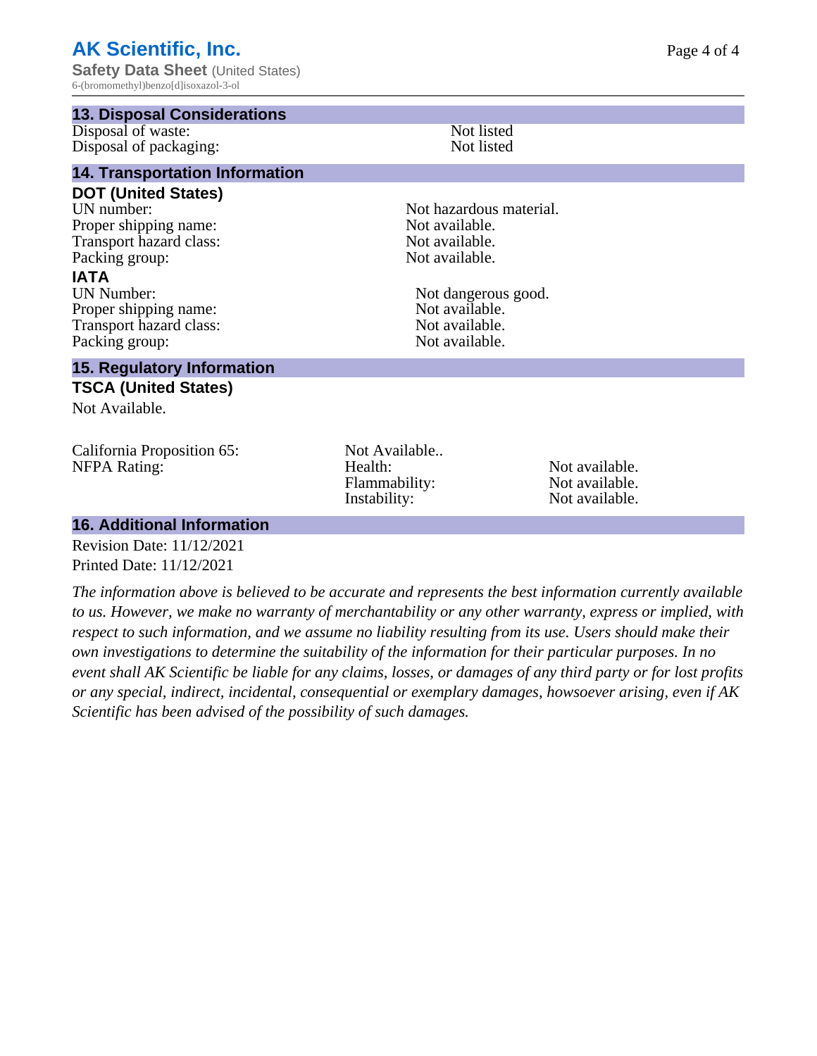## 13. Disposal Considerations

| | |
|---|---|
| Disposal of waste: | Not listed |
| Disposal of packaging: | Not listed |

## 14. Transportation Information

### DOT (United States)

| | |
|---|---|
| UN number: | Not hazardous material. |
| Proper shipping name: | Not available. |
| Transport hazard class: | Not available. |
| Packing group: | Not available. |

### IATA

| | |
|---|---|
| UN Number: | Not dangerous good. |
| Proper shipping name: | Not available. |
| Transport hazard class: | Not available. |
| Packing group: | Not available. |

## 15. Regulatory Information

### TSCA (United States)

Not Available.

| | | |
|---|---|---|
| California Proposition 65: | Not Available.. | |
| NFPA Rating: | Health: | Not available. |
| | Flammability: | Not available. |
| | Instability: | Not available. |

## 16. Additional Information

Revision Date: 11/12/2021

Printed Date: 11/12/2021

*The information above is believed to be accurate and represents the best information currently available to us. However, we make no warranty of merchantability or any other warranty, express or implied, with respect to such information, and we assume no liability resulting from its use. Users should make their own investigations to determine the suitability of the information for their particular purposes. In no event shall AK Scientific be liable for any claims, losses, or damages of any third party or for lost profits or any special, indirect, incidental, consequential or exemplary damages, howsoever arising, even if AK Scientific has been advised of the possibility of such damages.*